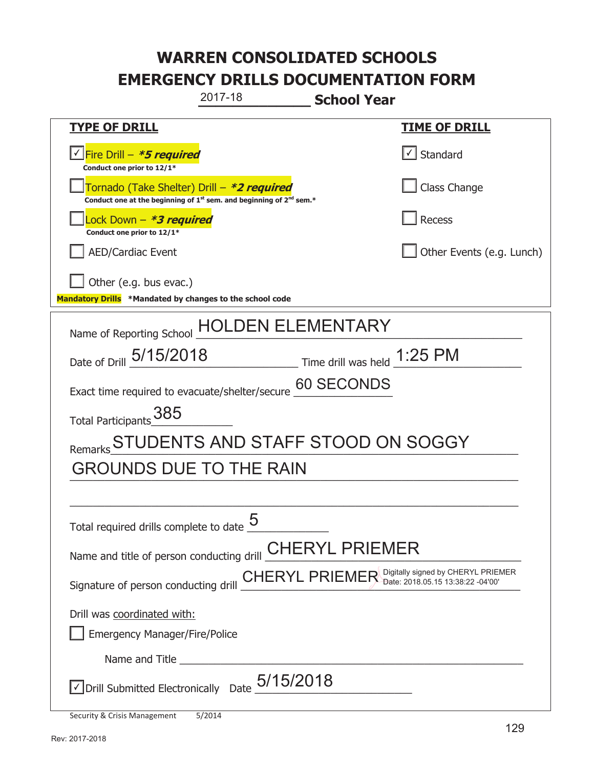# WARREN CONSOLIDATED SCHOOLS
# EMERGENCY DRILLS DOCUMENTATION FORM

2017-18 **School Year**

| **TYPE OF DRILL** | **TIME OF DRILL** |
|---|---|
| ☑ Fire Drill – ***5 required*** <br> **Conduct one prior to 12/1*** | ☑ Standard |
| ☐ Tornado (Take Shelter) Drill – ***2 required*** <br> **Conduct one at the beginning of 1st sem. and beginning of 2nd sem.*** | ☐ Class Change |
| ☐ Lock Down – ***3 required*** <br> **Conduct one prior to 12/1*** | ☐ Recess |
| ☐ AED/Cardiac Event | ☐ Other Events (e.g. Lunch) |
| ☐ Other (e.g. bus evac.) | |

**Mandatory Drills** ***Mandated by changes to the school code**

Name of Reporting School: HOLDEN ELEMENTARY

Date of Drill: 5/15/2018 Time drill was held: 1:25 PM

Exact time required to evacuate/shelter/secure: 60 SECONDS

Total Participants: 385

Remarks: STUDENTS AND STAFF STOOD ON SOGGY GROUNDS DUE TO THE RAIN

Total required drills complete to date: 5

Name and title of person conducting drill: CHERYL PRIEMER

Signature of person conducting drill: CHERYL PRIEMER Digitally signed by CHERYL PRIEMER Date: 2018.05.15 13:38:22 -04'00'

Drill was coordinated with:

☐ Emergency Manager/Fire/Police

Name and Title ______________________

☑ Drill Submitted Electronically Date: 5/15/2018

Security & Crisis Management 5/2014

Rev: 2017-2018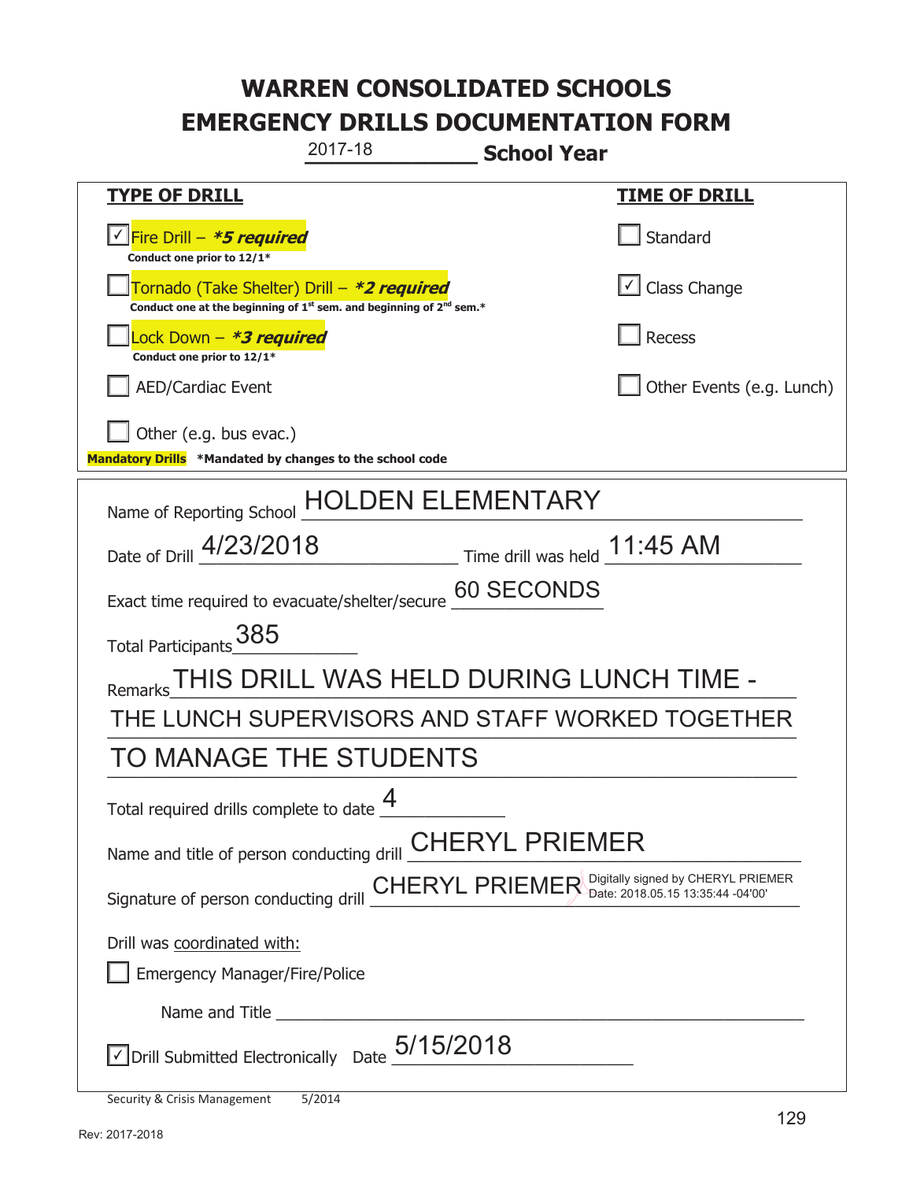# WARREN CONSOLIDATED SCHOOLS
# EMERGENCY DRILLS DOCUMENTATION FORM

2017-18 **School Year**

| **TYPE OF DRILL** | **TIME OF DRILL** |
|---|---|
| ☑ Fire Drill – ***5 required*** <br> **Conduct one prior to 12/1*** | ☐ Standard |
| ☐ Tornado (Take Shelter) Drill – ***2 required*** <br> **Conduct one at the beginning of 1st sem. and beginning of 2nd sem.*** | ☑ Class Change |
| ☐ Lock Down – ***3 required*** <br> **Conduct one prior to 12/1*** | ☐ Recess |
| ☐ AED/Cardiac Event | ☐ Other Events (e.g. Lunch) |
| ☐ Other (e.g. bus evac.) | |

**Mandatory Drills** ***Mandated by changes to the school code**

Name of Reporting School: HOLDEN ELEMENTARY

Date of Drill: 4/23/2018 Time drill was held: 11:45 AM

Exact time required to evacuate/shelter/secure: 60 SECONDS

Total Participants: 385

Remarks: THIS DRILL WAS HELD DURING LUNCH TIME - THE LUNCH SUPERVISORS AND STAFF WORKED TOGETHER TO MANAGE THE STUDENTS

Total required drills complete to date: 4

Name and title of person conducting drill: CHERYL PRIEMER

Signature of person conducting drill: CHERYL PRIEMER Digitally signed by CHERYL PRIEMER Date: 2018.05.15 13:35:44 -04'00'

Drill was coordinated with:

☐ Emergency Manager/Fire/Police

Name and Title ______

☑ Drill Submitted Electronically Date: 5/15/2018

Security & Crisis Management 5/2014

Rev: 2017-2018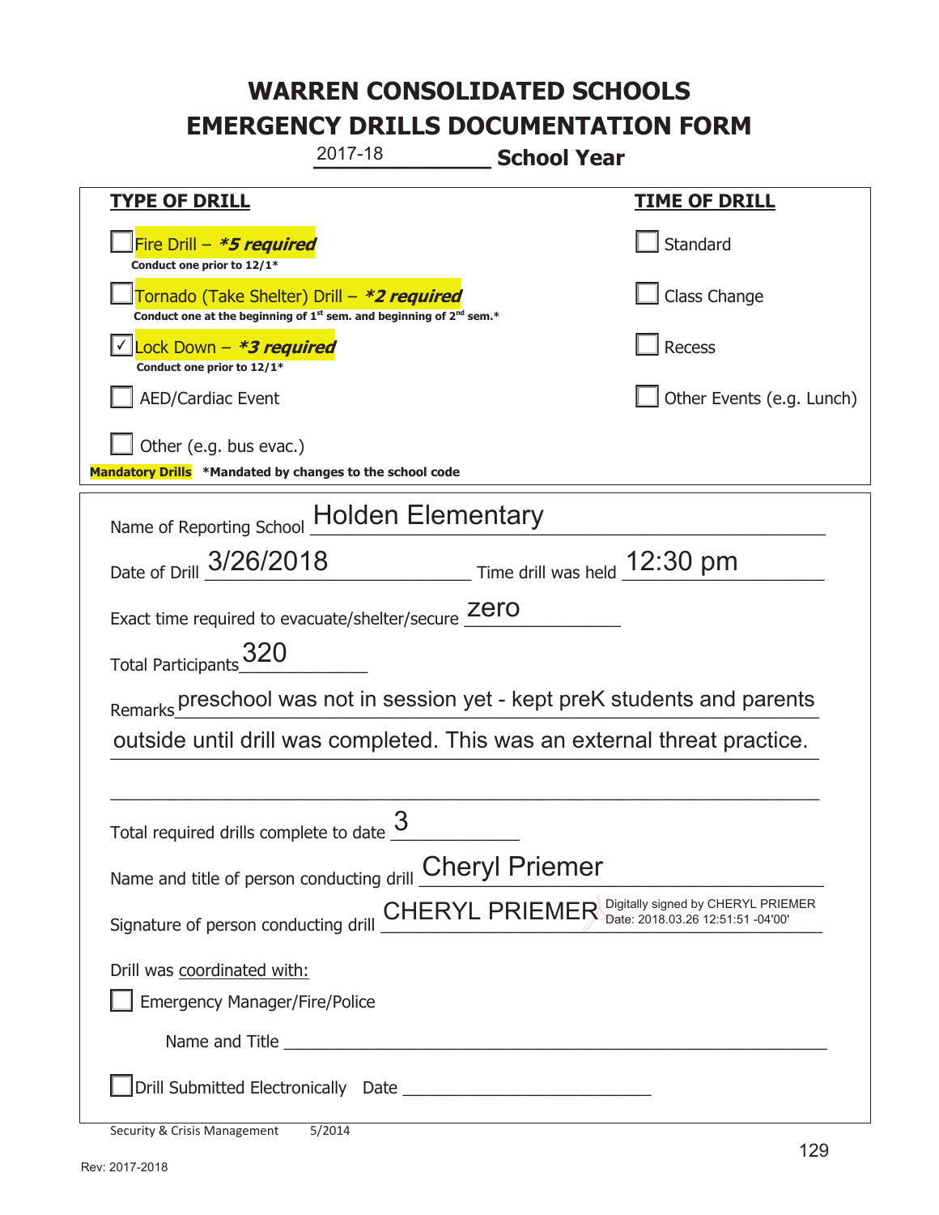# WARREN CONSOLIDATED SCHOOLS
# EMERGENCY DRILLS DOCUMENTATION FORM

2017-18 **School Year**

| **TYPE OF DRILL** | **TIME OF DRILL** |
|---|---|
| ☐ Fire Drill – ***5 required** <br> **Conduct one prior to 12/1*** | ☐ Standard |
| ☐ Tornado (Take Shelter) Drill – ***2 required** <br> **Conduct one at the beginning of 1st sem. and beginning of 2nd sem.*** | ☐ Class Change |
| ☑ Lock Down – ***3 required** <br> **Conduct one prior to 12/1*** | ☐ Recess |
| ☐ AED/Cardiac Event | ☐ Other Events (e.g. Lunch) |
| ☐ Other (e.g. bus evac.) | |

**Mandatory Drills** ***Mandated by changes to the school code**

Name of Reporting School: Holden Elementary

Date of Drill: 3/26/2018 Time drill was held: 12:30 pm

Exact time required to evacuate/shelter/secure: zero

Total Participants: 320

Remarks: preschool was not in session yet - kept preK students and parents outside until drill was completed. This was an external threat practice.

Total required drills complete to date: 3

Name and title of person conducting drill: Cheryl Priemer

Signature of person conducting drill: CHERYL PRIEMER Digitally signed by CHERYL PRIEMER Date: 2018.03.26 12:51:51 -04'00'

Drill was coordinated with:

☐ Emergency Manager/Fire/Police

Name and Title ______________________

☐ Drill Submitted Electronically Date ______________________

Security & Crisis Management 5/2014

Rev: 2017-2018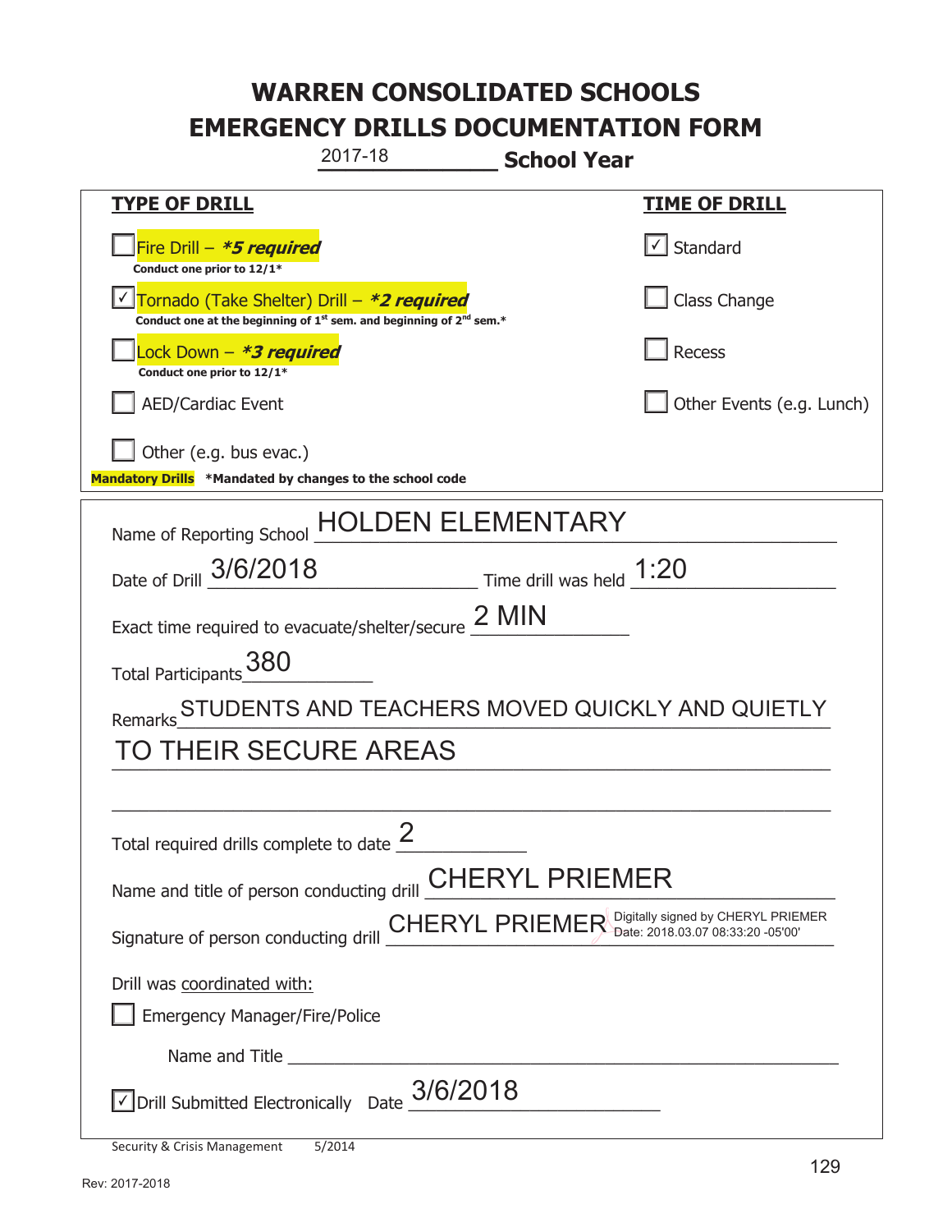# WARREN CONSOLIDATED SCHOOLS
# EMERGENCY DRILLS DOCUMENTATION FORM

2017-18 **School Year**

| **TYPE OF DRILL** | **TIME OF DRILL** |
|---|---|
| ☐ Fire Drill – ***5 required*** <br> **Conduct one prior to 12/1*** | ☑ Standard |
| ☑ Tornado (Take Shelter) Drill – ***2 required*** <br> **Conduct one at the beginning of 1st sem. and beginning of 2nd sem.*** | ☐ Class Change |
| ☐ Lock Down – ***3 required*** <br> **Conduct one prior to 12/1*** | ☐ Recess |
| ☐ AED/Cardiac Event | ☐ Other Events (e.g. Lunch) |
| ☐ Other (e.g. bus evac.) | |

**Mandatory Drills** ***Mandated by changes to the school code**

Name of Reporting School: HOLDEN ELEMENTARY

Date of Drill: 3/6/2018 Time drill was held: 1:20

Exact time required to evacuate/shelter/secure: 2 MIN

Total Participants: 380

Remarks: STUDENTS AND TEACHERS MOVED QUICKLY AND QUIETLY TO THEIR SECURE AREAS

Total required drills complete to date: 2

Name and title of person conducting drill: CHERYL PRIEMER

Signature of person conducting drill: CHERYL PRIEMER Digitally signed by CHERYL PRIEMER Date: 2018.03.07 08:33:20 -05'00'

Drill was coordinated with:

☐ Emergency Manager/Fire/Police

Name and Title ______

☑ Drill Submitted Electronically Date: 3/6/2018

Security & Crisis Management 5/2014

Rev: 2017-2018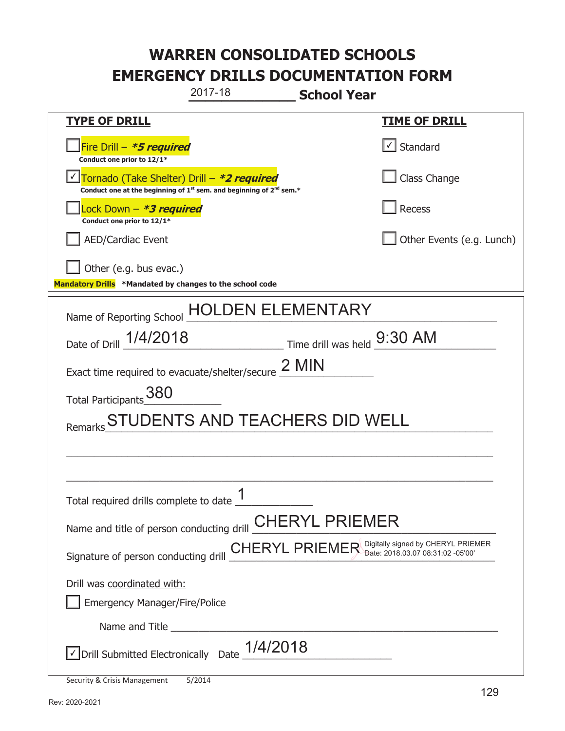# WARREN CONSOLIDATED SCHOOLS
# EMERGENCY DRILLS DOCUMENTATION FORM

2017-18 **School Year**

| **TYPE OF DRILL** | **TIME OF DRILL** |
|---|---|
| ☐ Fire Drill – ***5 required** <br> **Conduct one prior to 12/1*** | ☑ Standard |
| ☑ Tornado (Take Shelter) Drill – ***2 required** <br> **Conduct one at the beginning of 1st sem. and beginning of 2nd sem.*** | ☐ Class Change |
| ☐ Lock Down – ***3 required** <br> **Conduct one prior to 12/1*** | ☐ Recess |
| ☐ AED/Cardiac Event | ☐ Other Events (e.g. Lunch) |
| ☐ Other (e.g. bus evac.) | |

**Mandatory Drills** ***Mandated by changes to the school code**

Name of Reporting School: HOLDEN ELEMENTARY

Date of Drill: 1/4/2018 Time drill was held: 9:30 AM

Exact time required to evacuate/shelter/secure: 2 MIN

Total Participants: 380

Remarks: STUDENTS AND TEACHERS DID WELL

Total required drills complete to date: 1

Name and title of person conducting drill: CHERYL PRIEMER

Signature of person conducting drill: CHERYL PRIEMER Digitally signed by CHERYL PRIEMER Date: 2018.03.07 08:31:02 -05'00'

Drill was coordinated with:

☐ Emergency Manager/Fire/Police

Name and Title \_\_\_\_\_\_\_\_\_\_\_\_\_\_\_\_\_\_\_\_

☑ Drill Submitted Electronically Date: 1/4/2018

Security & Crisis Management 5/2014

Rev: 2020-2021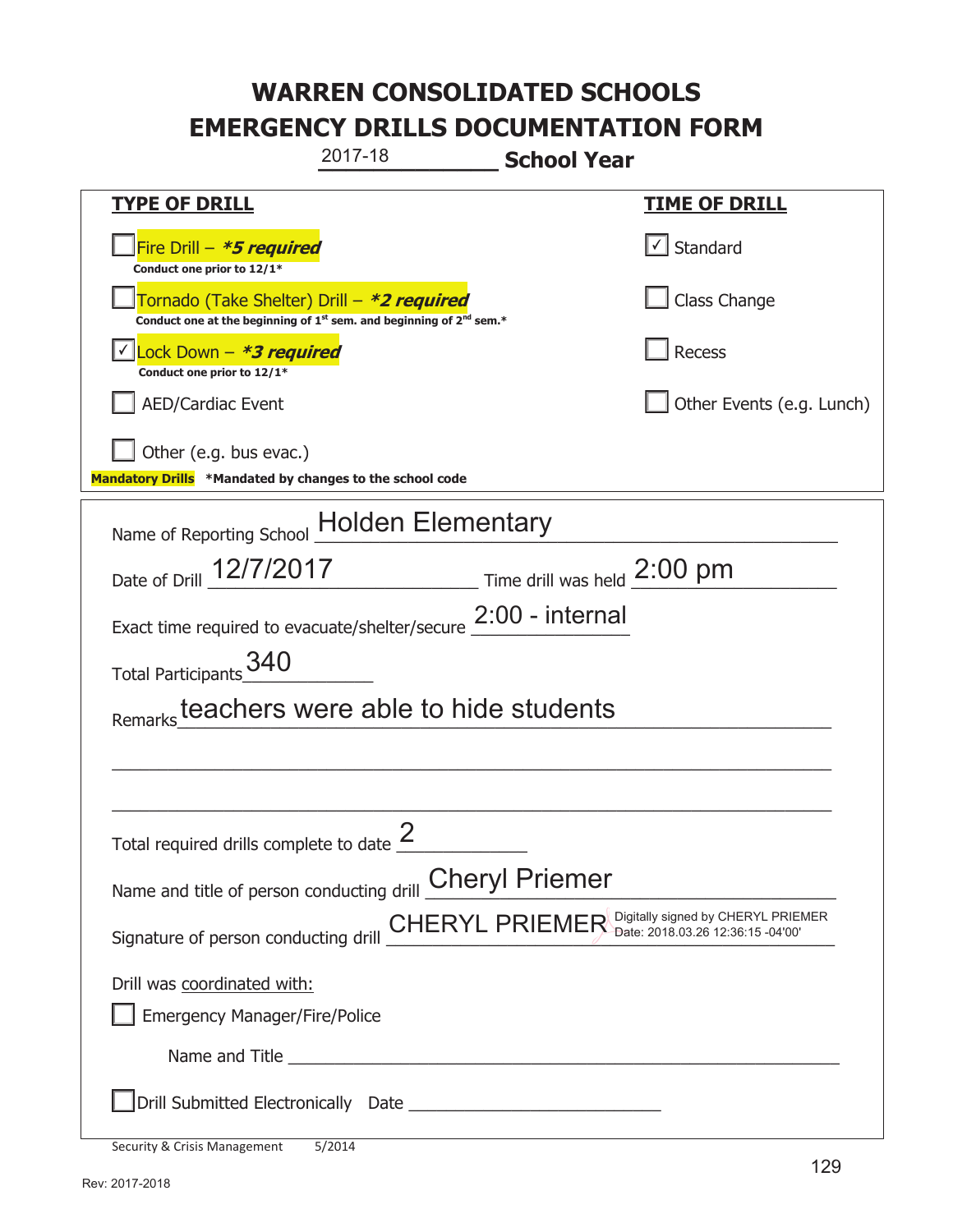# WARREN CONSOLIDATED SCHOOLS
# EMERGENCY DRILLS DOCUMENTATION FORM

2017-18 **School Year**

| **TYPE OF DRILL** | **TIME OF DRILL** |
|---|---|
| ☐ Fire Drill – ***5 required*** <br> **Conduct one prior to 12/1*** | ☑ Standard |
| ☐ Tornado (Take Shelter) Drill – ***2 required*** <br> **Conduct one at the beginning of 1st sem. and beginning of 2nd sem.*** | ☐ Class Change |
| ☑ Lock Down – ***3 required*** <br> **Conduct one prior to 12/1*** | ☐ Recess |
| ☐ AED/Cardiac Event | ☐ Other Events (e.g. Lunch) |
| ☐ Other (e.g. bus evac.) | |

**Mandatory Drills** ***Mandated by changes to the school code**

Name of Reporting School: Holden Elementary

Date of Drill: 12/7/2017  Time drill was held: 2:00 pm

Exact time required to evacuate/shelter/secure: 2:00 - internal

Total Participants: 340

Remarks: teachers were able to hide students

Total required drills complete to date: 2

Name and title of person conducting drill: Cheryl Priemer

Signature of person conducting drill: CHERYL PRIEMER Digitally signed by CHERYL PRIEMER Date: 2018.03.26 12:36:15 -04'00'

Drill was coordinated with:

☐ Emergency Manager/Fire/Police

Name and Title ______________________

☐ Drill Submitted Electronically  Date ______________________

Security & Crisis Management 5/2014

Rev: 2017-2018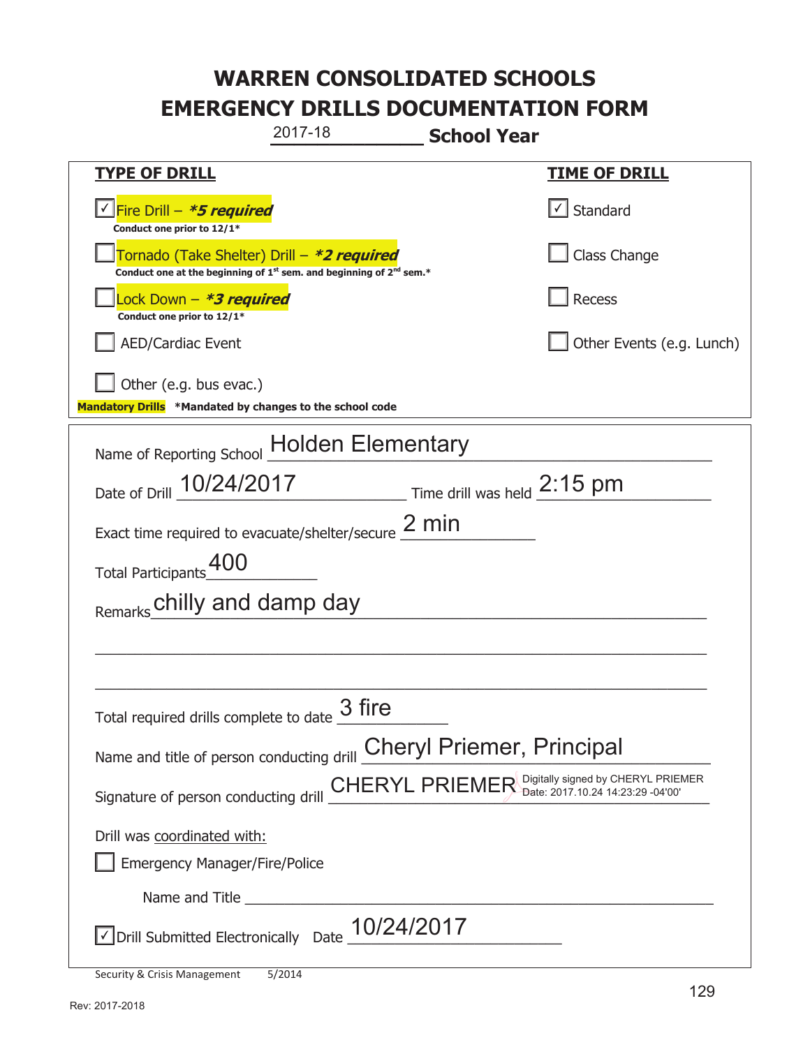# WARREN CONSOLIDATED SCHOOLS
# EMERGENCY DRILLS DOCUMENTATION FORM

2017-18 **School Year**

| **TYPE OF DRILL** | **TIME OF DRILL** |
|---|---|
| ☑ Fire Drill – ***5 required** <br> **Conduct one prior to 12/1*** | ☑ Standard |
| ☐ Tornado (Take Shelter) Drill – ***2 required** <br> **Conduct one at the beginning of 1st sem. and beginning of 2nd sem.*** | ☐ Class Change |
| ☐ Lock Down – ***3 required** <br> **Conduct one prior to 12/1*** | ☐ Recess |
| ☐ AED/Cardiac Event | ☐ Other Events (e.g. Lunch) |
| ☐ Other (e.g. bus evac.) | |

**Mandatory Drills** ***Mandated by changes to the school code**

Name of Reporting School: Holden Elementary

Date of Drill: 10/24/2017 Time drill was held: 2:15 pm

Exact time required to evacuate/shelter/secure: 2 min

Total Participants: 400

Remarks: chilly and damp day

Total required drills complete to date: 3 fire

Name and title of person conducting drill: Cheryl Priemer, Principal

Signature of person conducting drill: CHERYL PRIEMER Digitally signed by CHERYL PRIEMER Date: 2017.10.24 14:23:29 -04'00'

Drill was coordinated with:

☐ Emergency Manager/Fire/Police

Name and Title: ______

☑ Drill Submitted Electronically Date: 10/24/2017

Security & Crisis Management 5/2014

Rev: 2017-2018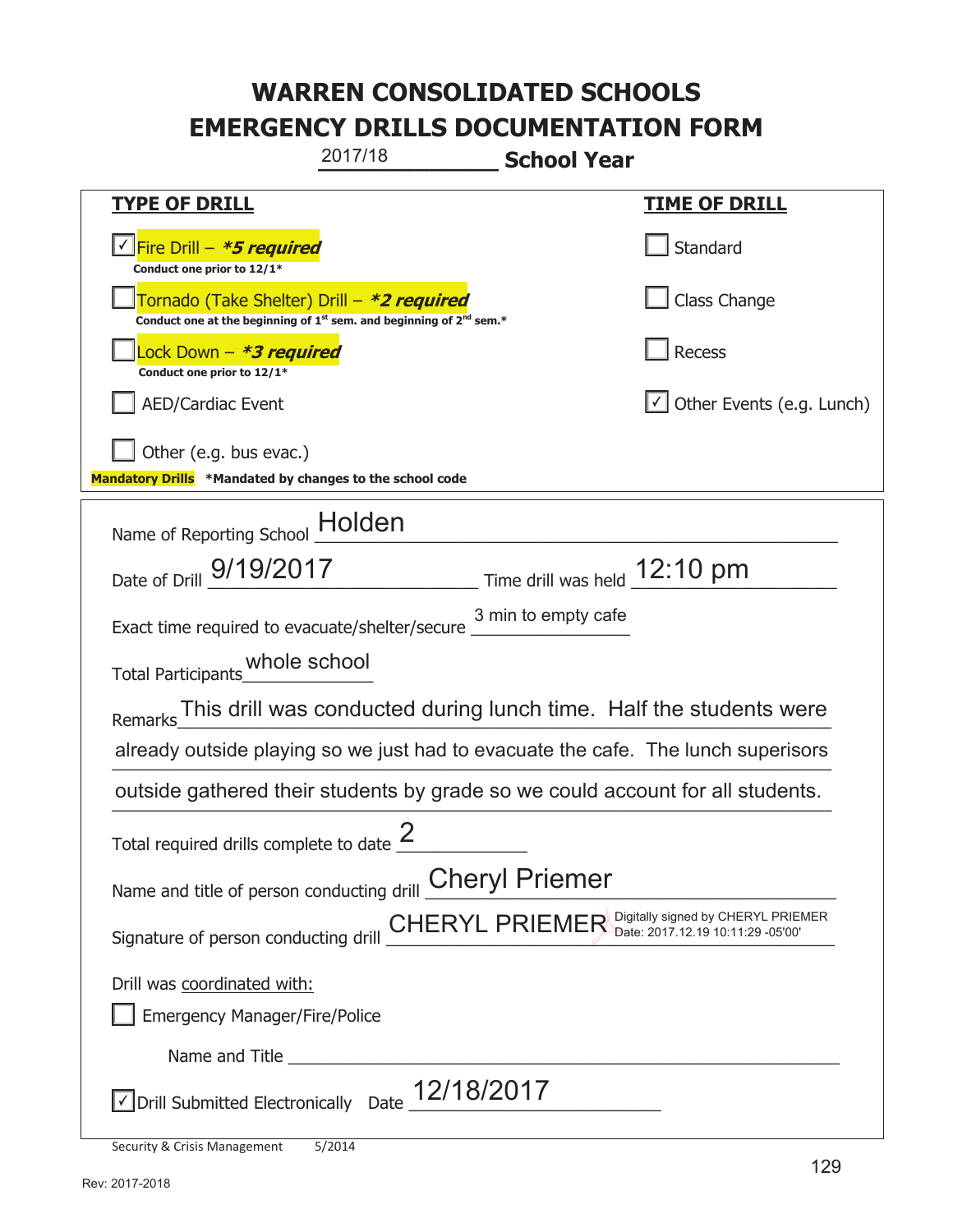# WARREN CONSOLIDATED SCHOOLS
# EMERGENCY DRILLS DOCUMENTATION FORM

2017/18 **School Year**

| **TYPE OF DRILL** | **TIME OF DRILL** |
|---|---|
| ☑ Fire Drill – ***5 required*** <br> **Conduct one prior to 12/1*** | ☐ Standard |
| ☐ Tornado (Take Shelter) Drill – ***2 required*** <br> **Conduct one at the beginning of 1st sem. and beginning of 2nd sem.*** | ☐ Class Change |
| ☐ Lock Down – ***3 required*** <br> **Conduct one prior to 12/1*** | ☐ Recess |
| ☐ AED/Cardiac Event | ☑ Other Events (e.g. Lunch) |
| ☐ Other (e.g. bus evac.) | |

**Mandatory Drills** ***Mandated by changes to the school code**

Name of Reporting School: Holden

Date of Drill: 9/19/2017 Time drill was held: 12:10 pm

Exact time required to evacuate/shelter/secure: 3 min to empty cafe

Total Participants: whole school

Remarks: This drill was conducted during lunch time. Half the students were already outside playing so we just had to evacuate the cafe. The lunch superisors outside gathered their students by grade so we could account for all students.

Total required drills complete to date: 2

Name and title of person conducting drill: Cheryl Priemer

Signature of person conducting drill: CHERYL PRIEMER Digitally signed by CHERYL PRIEMER Date: 2017.12.19 10:11:29 -05'00'

Drill was coordinated with:

☐ Emergency Manager/Fire/Police

Name and Title ______________________________

☑ Drill Submitted Electronically Date: 12/18/2017

Security & Crisis Management 5/2014

Rev: 2017-2018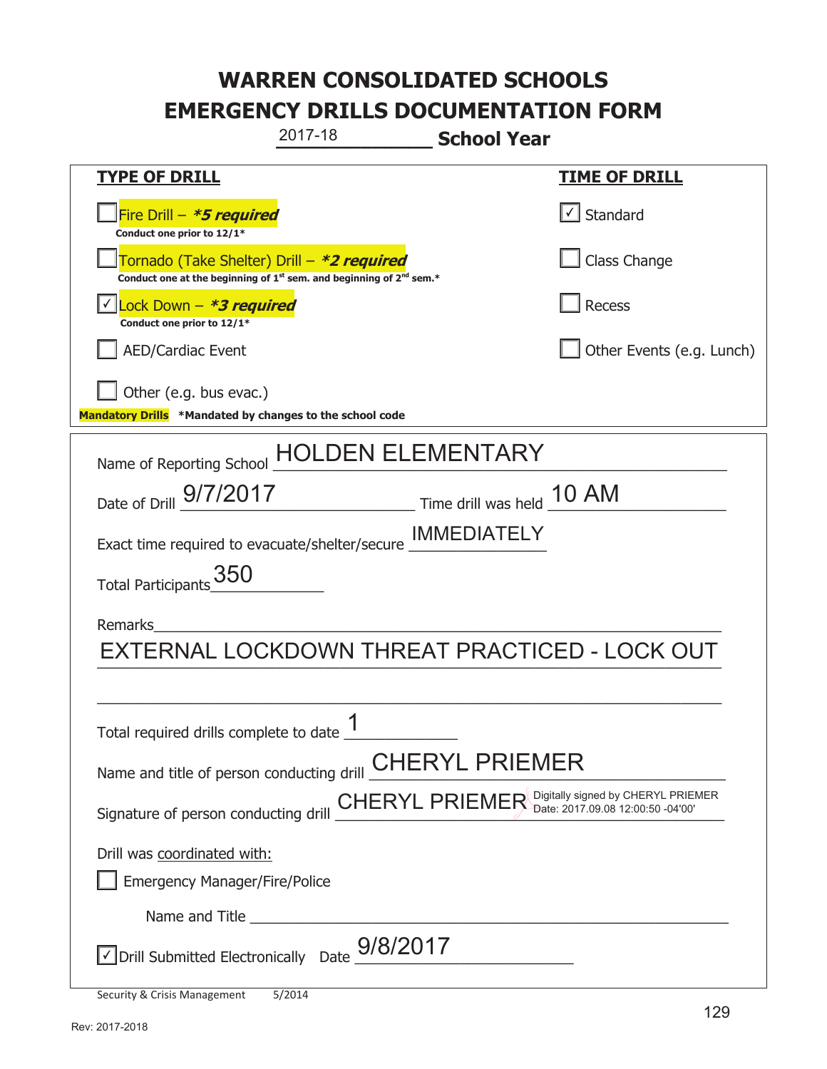# WARREN CONSOLIDATED SCHOOLS
# EMERGENCY DRILLS DOCUMENTATION FORM

2017-18 **School Year**

| TYPE OF DRILL | TIME OF DRILL |
|---|---|
| ☐ Fire Drill – ***5 required*** <br> **Conduct one prior to 12/1*** | ☑ Standard |
| ☐ Tornado (Take Shelter) Drill – ***2 required*** <br> **Conduct one at the beginning of 1st sem. and beginning of 2nd sem.*** | ☐ Class Change |
| ☑ Lock Down – ***3 required*** <br> **Conduct one prior to 12/1*** | ☐ Recess |
| ☐ AED/Cardiac Event | ☐ Other Events (e.g. Lunch) |
| ☐ Other (e.g. bus evac.) | |

**Mandatory Drills** ***Mandated by changes to the school code**

Name of Reporting School: HOLDEN ELEMENTARY

Date of Drill: 9/7/2017 Time drill was held: 10 AM

Exact time required to evacuate/shelter/secure: IMMEDIATELY

Total Participants: 350

Remarks: EXTERNAL LOCKDOWN THREAT PRACTICED - LOCK OUT

Total required drills complete to date: 1

Name and title of person conducting drill: CHERYL PRIEMER

Signature of person conducting drill: CHERYL PRIEMER Digitally signed by CHERYL PRIEMER Date: 2017.09.08 12:00:50 -04'00'

Drill was coordinated with:

☐ Emergency Manager/Fire/Police

Name and Title ____________________

☑ Drill Submitted Electronically Date: 9/8/2017

Security & Crisis Management 5/2014

Rev: 2017-2018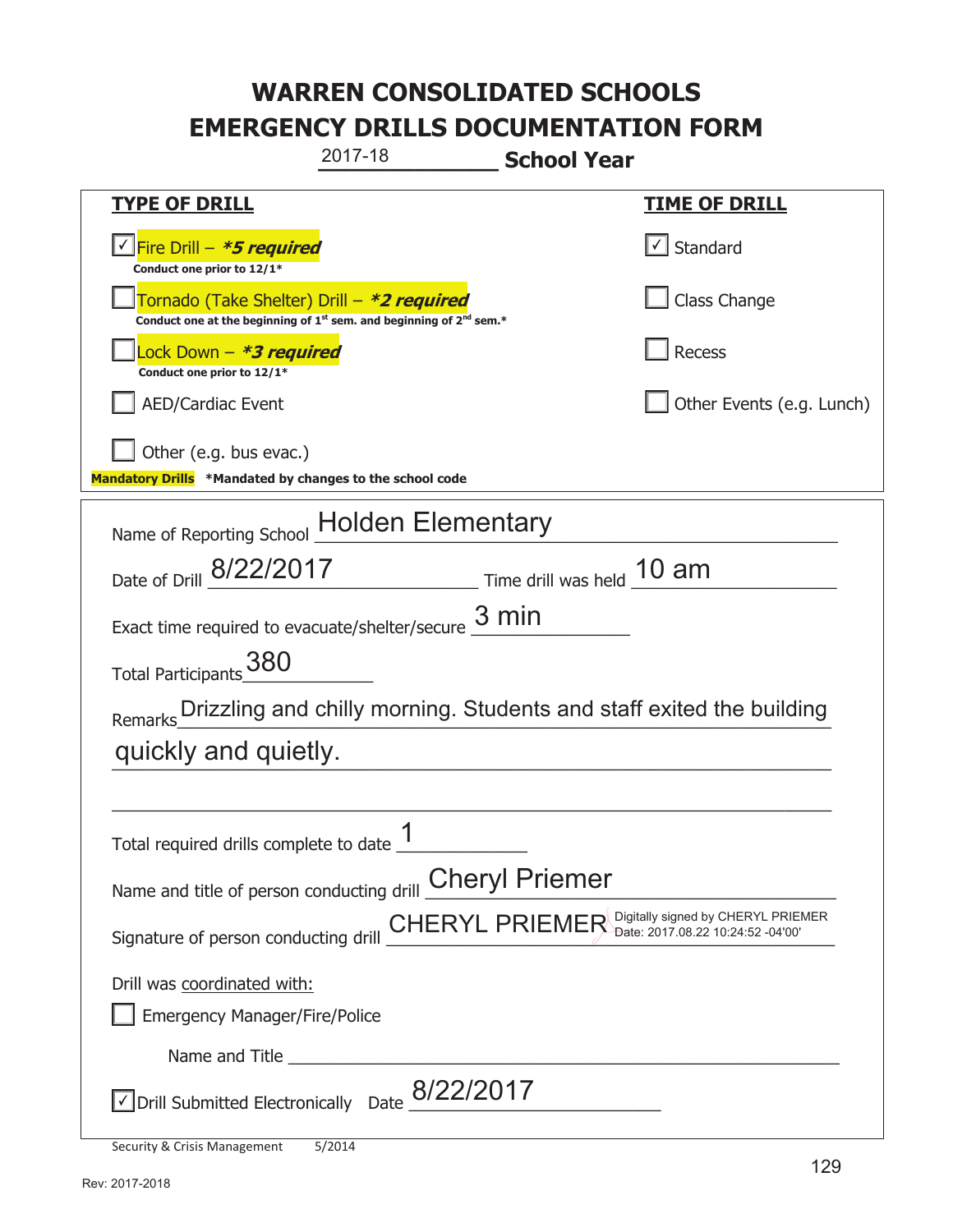# WARREN CONSOLIDATED SCHOOLS
# EMERGENCY DRILLS DOCUMENTATION FORM

2017-18 **School Year**

| **TYPE OF DRILL** | **TIME OF DRILL** |
|---|---|
| ☑ Fire Drill – ***5 required*** Conduct one prior to 12/1* | ☑ Standard |
| ☐ Tornado (Take Shelter) Drill – ***2 required*** Conduct one at the beginning of 1st sem. and beginning of 2nd sem.* | ☐ Class Change |
| ☐ Lock Down – ***3 required*** Conduct one prior to 12/1* | ☐ Recess |
| ☐ AED/Cardiac Event | ☐ Other Events (e.g. Lunch) |
| ☐ Other (e.g. bus evac.) | |

**Mandatory Drills** ***Mandated by changes to the school code**

Name of Reporting School: Holden Elementary

Date of Drill: 8/22/2017 Time drill was held: 10 am

Exact time required to evacuate/shelter/secure: 3 min

Total Participants: 380

Remarks: Drizzling and chilly morning. Students and staff exited the building quickly and quietly.

Total required drills complete to date: 1

Name and title of person conducting drill: Cheryl Priemer

Signature of person conducting drill: CHERYL PRIEMER Digitally signed by CHERYL PRIEMER Date: 2017.08.22 10:24:52 -04'00'

Drill was coordinated with:

☐ Emergency Manager/Fire/Police

Name and Title ______________________

☑ Drill Submitted Electronically Date: 8/22/2017

Security & Crisis Management 5/2014

Rev: 2017-2018